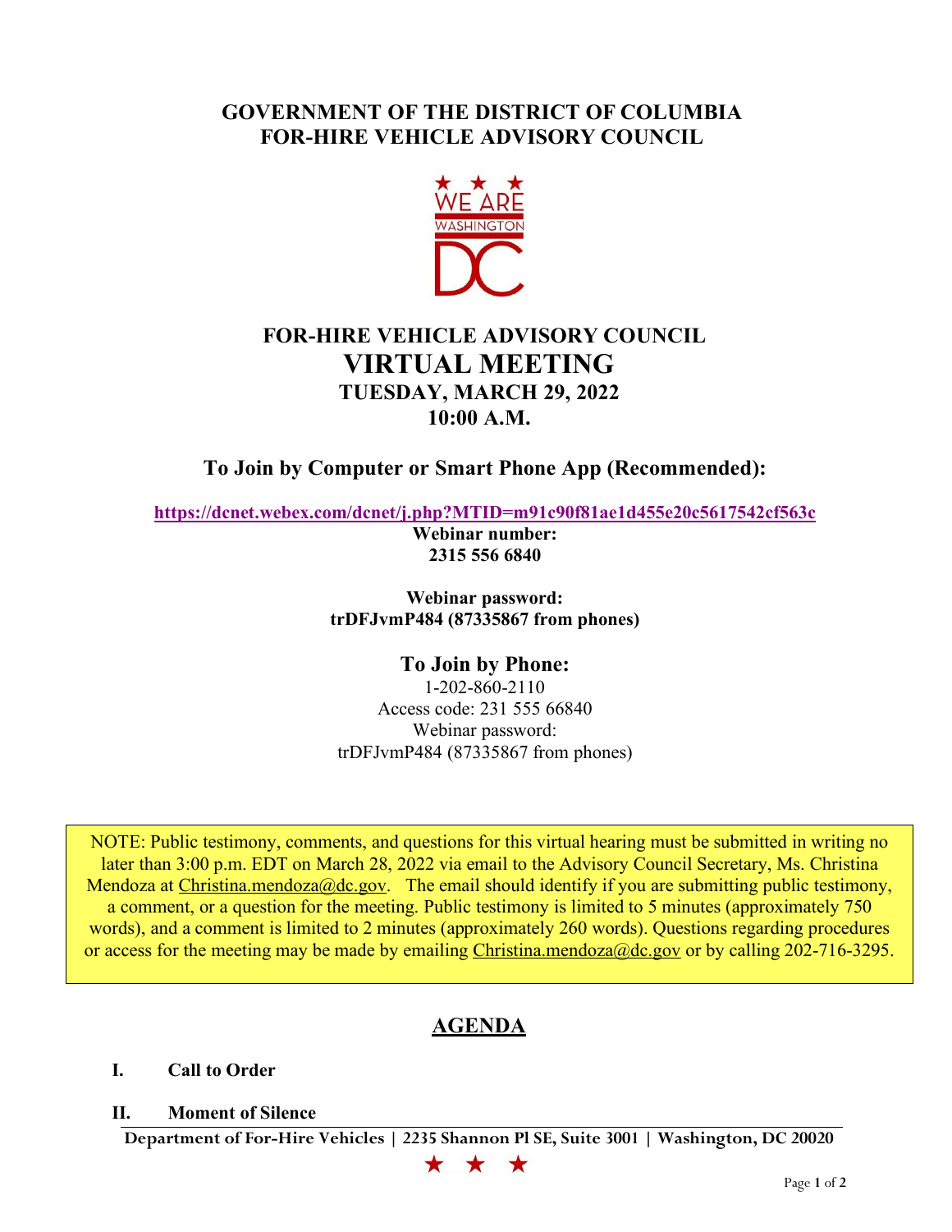# GOVERNMENT OF THE DISTRICT OF COLUMBIA
# FOR-HIRE VEHICLE ADVISORY COUNCIL

## FOR-HIRE VEHICLE ADVISORY COUNCIL
## VIRTUAL MEETING
### TUESDAY, MARCH 29, 2022
### 10:00 A.M.

### To Join by Computer or Smart Phone App (Recommended):

**https://dcnet.webex.com/dcnet/j.php?MTID=m91c90f81ae1d455e20c5617542cf563c**

**Webinar number:**
**2315 556 6840**

**Webinar password:**
**trDFJvmP484 (87335867 from phones)**

### To Join by Phone:

1-202-860-2110
Access code: 231 555 66840
Webinar password:
trDFJvmP484 (87335867 from phones)

NOTE: Public testimony, comments, and questions for this virtual hearing must be submitted in writing no later than 3:00 p.m. EDT on March 28, 2022 via email to the Advisory Council Secretary, Ms. Christina Mendoza at Christina.mendoza@dc.gov. The email should identify if you are submitting public testimony, a comment, or a question for the meeting. Public testimony is limited to 5 minutes (approximately 750 words), and a comment is limited to 2 minutes (approximately 260 words). Questions regarding procedures or access for the meeting may be made by emailing Christina.mendoza@dc.gov or by calling 202-716-3295.

## AGENDA

**I. Call to Order**

**II. Moment of Silence**

Department of For-Hire Vehicles | 2235 Shannon Pl SE, Suite 3001 | Washington, DC 20020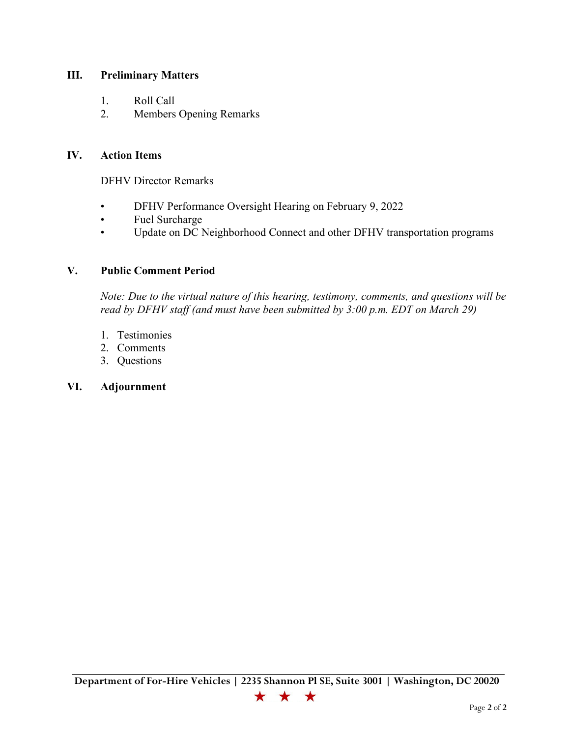## III. Preliminary Matters

1. Roll Call
2. Members Opening Remarks

## IV. Action Items

DFHV Director Remarks

- DFHV Performance Oversight Hearing on February 9, 2022
- Fuel Surcharge
- Update on DC Neighborhood Connect and other DFHV transportation programs

## V. Public Comment Period

*Note: Due to the virtual nature of this hearing, testimony, comments, and questions will be read by DFHV staff (and must have been submitted by 3:00 p.m. EDT on March 29)*

1. Testimonies
2. Comments
3. Questions

## VI. Adjournment